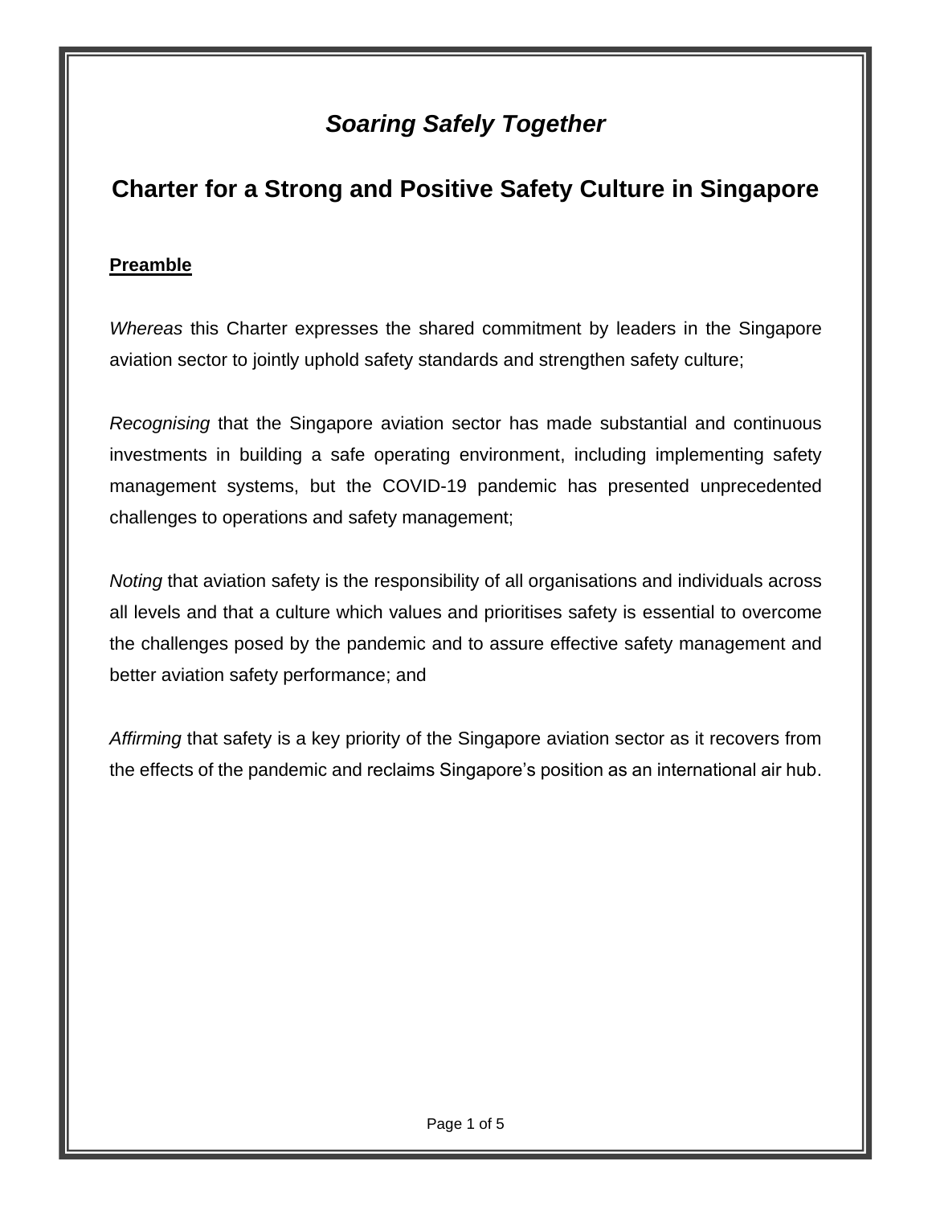# *Soaring Safely Together*

## Charter for a Strong and Positive Safety Culture in Singapore

**Preamble**

*Whereas* this Charter expresses the shared commitment by leaders in the Singapore aviation sector to jointly uphold safety standards and strengthen safety culture;

*Recognising* that the Singapore aviation sector has made substantial and continuous investments in building a safe operating environment, including implementing safety management systems, but the COVID-19 pandemic has presented unprecedented challenges to operations and safety management;

*Noting* that aviation safety is the responsibility of all organisations and individuals across all levels and that a culture which values and prioritises safety is essential to overcome the challenges posed by the pandemic and to assure effective safety management and better aviation safety performance; and

*Affirming* that safety is a key priority of the Singapore aviation sector as it recovers from the effects of the pandemic and reclaims Singapore's position as an international air hub.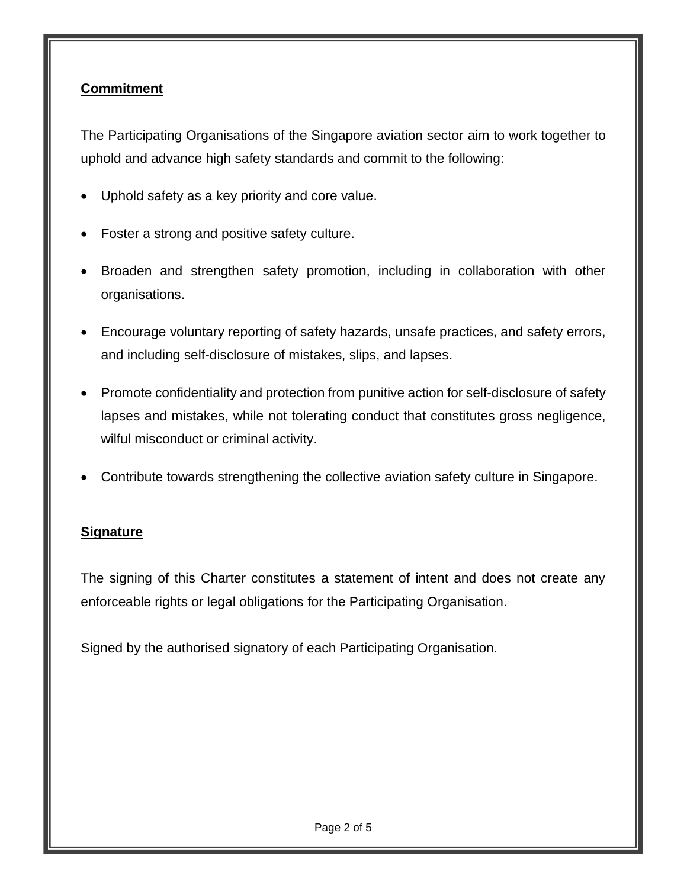**Commitment**

The Participating Organisations of the Singapore aviation sector aim to work together to uphold and advance high safety standards and commit to the following:

- Uphold safety as a key priority and core value.
- Foster a strong and positive safety culture.
- Broaden and strengthen safety promotion, including in collaboration with other organisations.
- Encourage voluntary reporting of safety hazards, unsafe practices, and safety errors, and including self-disclosure of mistakes, slips, and lapses.
- Promote confidentiality and protection from punitive action for self-disclosure of safety lapses and mistakes, while not tolerating conduct that constitutes gross negligence, wilful misconduct or criminal activity.
- Contribute towards strengthening the collective aviation safety culture in Singapore.

**Signature**

The signing of this Charter constitutes a statement of intent and does not create any enforceable rights or legal obligations for the Participating Organisation.

Signed by the authorised signatory of each Participating Organisation.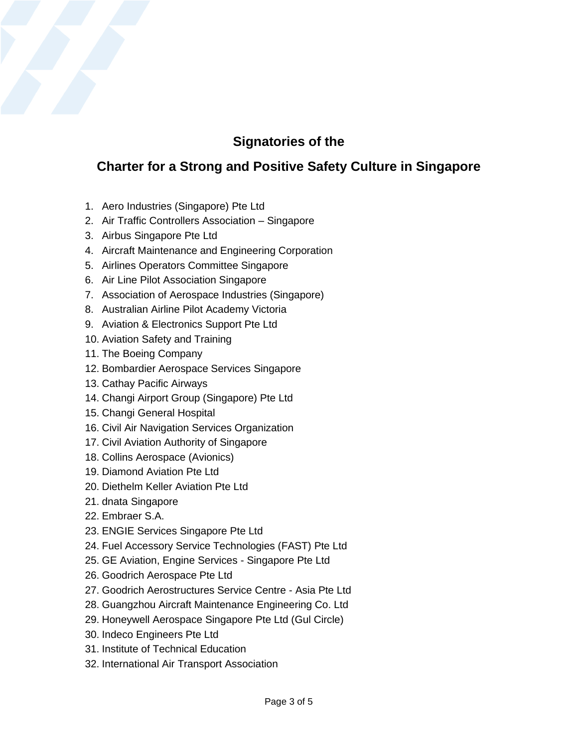## Signatories of the

## Charter for a Strong and Positive Safety Culture in Singapore

1. Aero Industries (Singapore) Pte Ltd
2. Air Traffic Controllers Association – Singapore
3. Airbus Singapore Pte Ltd
4. Aircraft Maintenance and Engineering Corporation
5. Airlines Operators Committee Singapore
6. Air Line Pilot Association Singapore
7. Association of Aerospace Industries (Singapore)
8. Australian Airline Pilot Academy Victoria
9. Aviation & Electronics Support Pte Ltd
10. Aviation Safety and Training
11. The Boeing Company
12. Bombardier Aerospace Services Singapore
13. Cathay Pacific Airways
14. Changi Airport Group (Singapore) Pte Ltd
15. Changi General Hospital
16. Civil Air Navigation Services Organization
17. Civil Aviation Authority of Singapore
18. Collins Aerospace (Avionics)
19. Diamond Aviation Pte Ltd
20. Diethelm Keller Aviation Pte Ltd
21. dnata Singapore
22. Embraer S.A.
23. ENGIE Services Singapore Pte Ltd
24. Fuel Accessory Service Technologies (FAST) Pte Ltd
25. GE Aviation, Engine Services - Singapore Pte Ltd
26. Goodrich Aerospace Pte Ltd
27. Goodrich Aerostructures Service Centre - Asia Pte Ltd
28. Guangzhou Aircraft Maintenance Engineering Co. Ltd
29. Honeywell Aerospace Singapore Pte Ltd (Gul Circle)
30. Indeco Engineers Pte Ltd
31. Institute of Technical Education
32. International Air Transport Association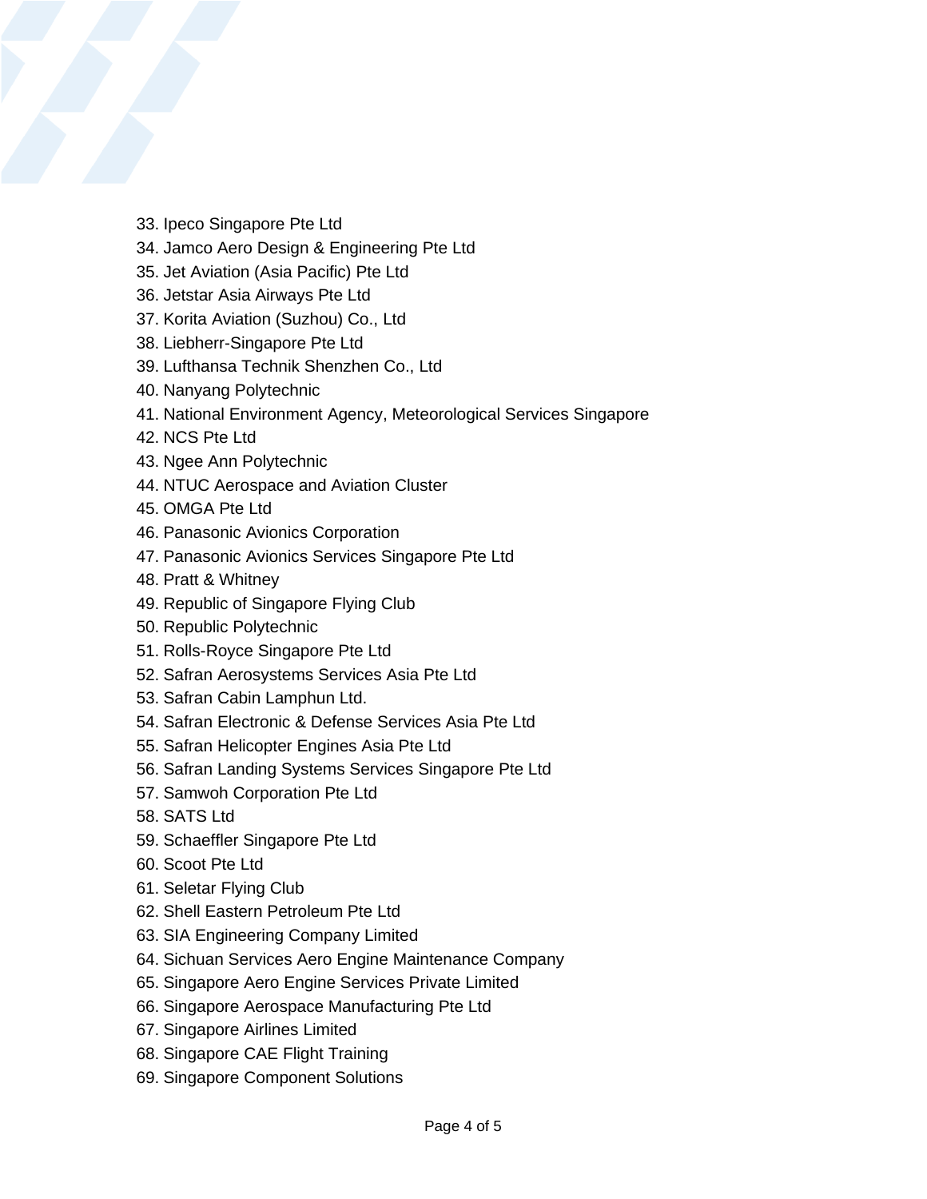33. Ipeco Singapore Pte Ltd
34. Jamco Aero Design & Engineering Pte Ltd
35. Jet Aviation (Asia Pacific) Pte Ltd
36. Jetstar Asia Airways Pte Ltd
37. Korita Aviation (Suzhou) Co., Ltd
38. Liebherr-Singapore Pte Ltd
39. Lufthansa Technik Shenzhen Co., Ltd
40. Nanyang Polytechnic
41. National Environment Agency, Meteorological Services Singapore
42. NCS Pte Ltd
43. Ngee Ann Polytechnic
44. NTUC Aerospace and Aviation Cluster
45. OMGA Pte Ltd
46. Panasonic Avionics Corporation
47. Panasonic Avionics Services Singapore Pte Ltd
48. Pratt & Whitney
49. Republic of Singapore Flying Club
50. Republic Polytechnic
51. Rolls-Royce Singapore Pte Ltd
52. Safran Aerosystems Services Asia Pte Ltd
53. Safran Cabin Lamphun Ltd.
54. Safran Electronic & Defense Services Asia Pte Ltd
55. Safran Helicopter Engines Asia Pte Ltd
56. Safran Landing Systems Services Singapore Pte Ltd
57. Samwoh Corporation Pte Ltd
58. SATS Ltd
59. Schaeffler Singapore Pte Ltd
60. Scoot Pte Ltd
61. Seletar Flying Club
62. Shell Eastern Petroleum Pte Ltd
63. SIA Engineering Company Limited
64. Sichuan Services Aero Engine Maintenance Company
65. Singapore Aero Engine Services Private Limited
66. Singapore Aerospace Manufacturing Pte Ltd
67. Singapore Airlines Limited
68. Singapore CAE Flight Training
69. Singapore Component Solutions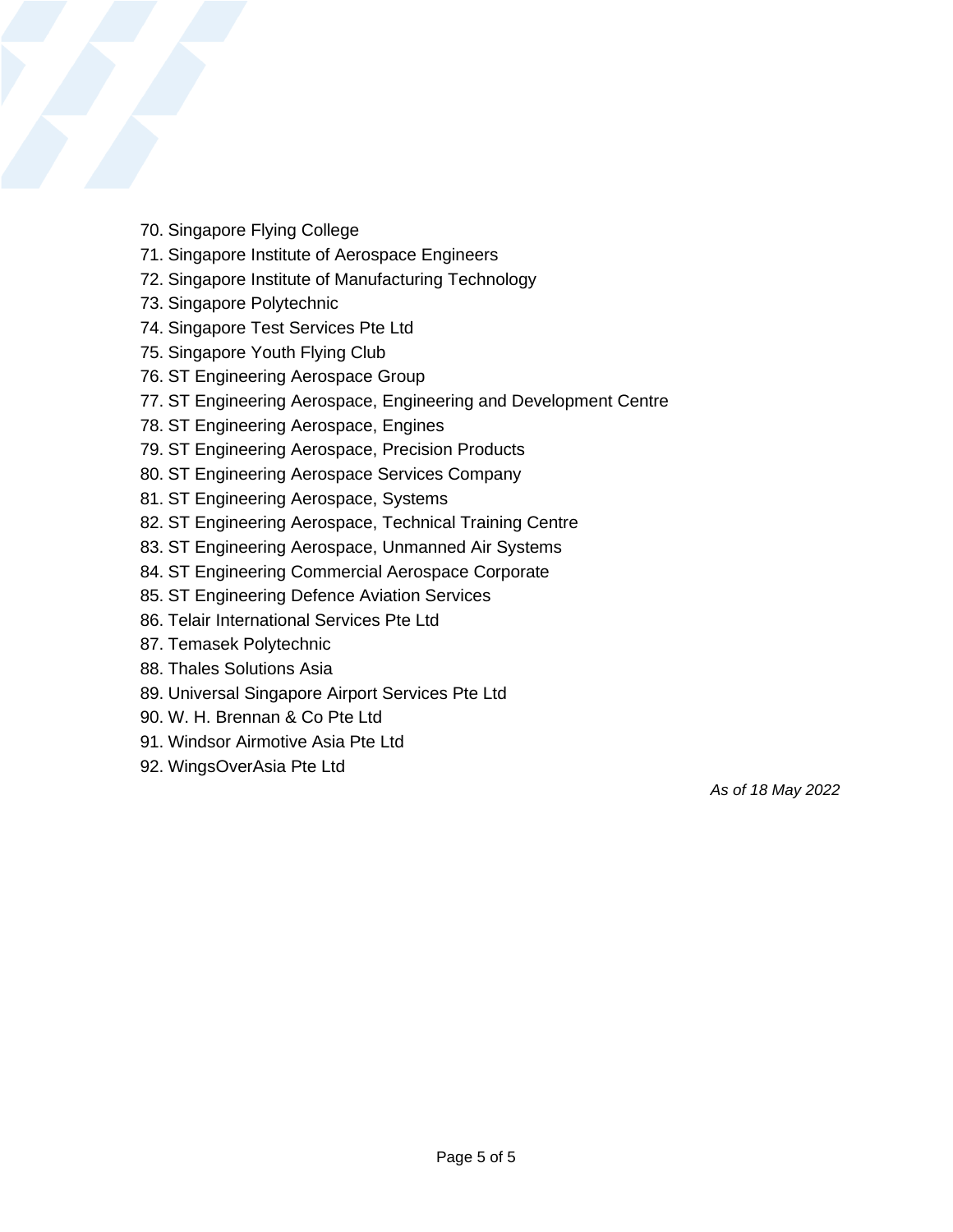70. Singapore Flying College
71. Singapore Institute of Aerospace Engineers
72. Singapore Institute of Manufacturing Technology
73. Singapore Polytechnic
74. Singapore Test Services Pte Ltd
75. Singapore Youth Flying Club
76. ST Engineering Aerospace Group
77. ST Engineering Aerospace, Engineering and Development Centre
78. ST Engineering Aerospace, Engines
79. ST Engineering Aerospace, Precision Products
80. ST Engineering Aerospace Services Company
81. ST Engineering Aerospace, Systems
82. ST Engineering Aerospace, Technical Training Centre
83. ST Engineering Aerospace, Unmanned Air Systems
84. ST Engineering Commercial Aerospace Corporate
85. ST Engineering Defence Aviation Services
86. Telair International Services Pte Ltd
87. Temasek Polytechnic
88. Thales Solutions Asia
89. Universal Singapore Airport Services Pte Ltd
90. W. H. Brennan & Co Pte Ltd
91. Windsor Airmotive Asia Pte Ltd
92. WingsOverAsia Pte Ltd

*As of 18 May 2022*